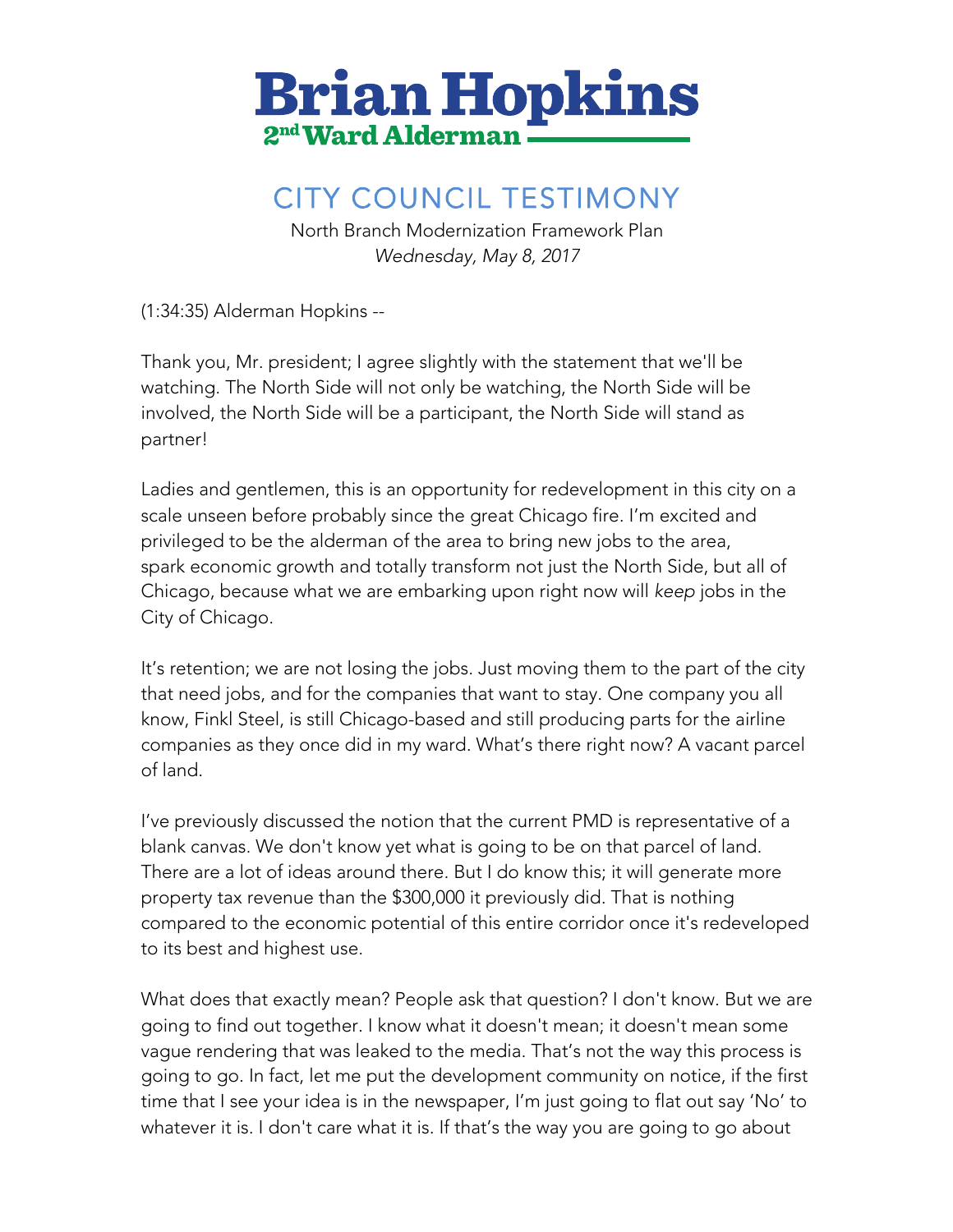# Brian Hopkins

**2nd Ward Alderman**

## CITY COUNCIL TESTIMONY

North Branch Modernization Framework Plan
*Wednesday, May 8, 2017*

(1:34:35) Alderman Hopkins --

Thank you, Mr. president; I agree slightly with the statement that we'll be watching. The North Side will not only be watching, the North Side will be involved, the North Side will be a participant, the North Side will stand as partner!

Ladies and gentlemen, this is an opportunity for redevelopment in this city on a scale unseen before probably since the great Chicago fire. I'm excited and privileged to be the alderman of the area to bring new jobs to the area, spark economic growth and totally transform not just the North Side, but all of Chicago, because what we are embarking upon right now will *keep* jobs in the City of Chicago.

It's retention; we are not losing the jobs. Just moving them to the part of the city that need jobs, and for the companies that want to stay. One company you all know, Finkl Steel, is still Chicago-based and still producing parts for the airline companies as they once did in my ward. What's there right now? A vacant parcel of land.

I've previously discussed the notion that the current PMD is representative of a blank canvas. We don't know yet what is going to be on that parcel of land. There are a lot of ideas around there. But I do know this; it will generate more property tax revenue than the $300,000 it previously did. That is nothing compared to the economic potential of this entire corridor once it's redeveloped to its best and highest use.

What does that exactly mean? People ask that question? I don't know. But we are going to find out together. I know what it doesn't mean; it doesn't mean some vague rendering that was leaked to the media. That's not the way this process is going to go. In fact, let me put the development community on notice, if the first time that I see your idea is in the newspaper, I'm just going to flat out say 'No' to whatever it is. I don't care what it is. If that's the way you are going to go about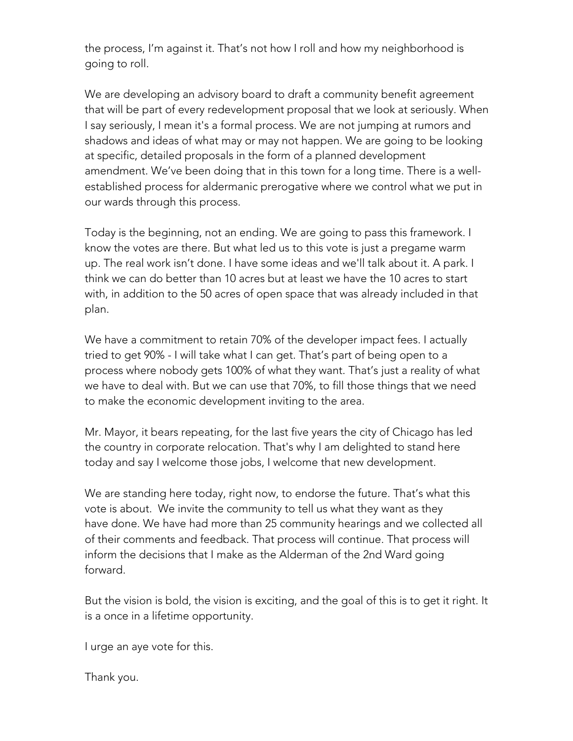the process, I'm against it. That's not how I roll and how my neighborhood is going to roll.

We are developing an advisory board to draft a community benefit agreement that will be part of every redevelopment proposal that we look at seriously. When I say seriously, I mean it's a formal process. We are not jumping at rumors and shadows and ideas of what may or may not happen. We are going to be looking at specific, detailed proposals in the form of a planned development amendment. We've been doing that in this town for a long time. There is a well-established process for aldermanic prerogative where we control what we put in our wards through this process.

Today is the beginning, not an ending. We are going to pass this framework. I know the votes are there. But what led us to this vote is just a pregame warm up. The real work isn't done. I have some ideas and we'll talk about it. A park. I think we can do better than 10 acres but at least we have the 10 acres to start with, in addition to the 50 acres of open space that was already included in that plan.

We have a commitment to retain 70% of the developer impact fees. I actually tried to get 90% - I will take what I can get. That's part of being open to a process where nobody gets 100% of what they want. That's just a reality of what we have to deal with. But we can use that 70%, to fill those things that we need to make the economic development inviting to the area.

Mr. Mayor, it bears repeating, for the last five years the city of Chicago has led the country in corporate relocation. That's why I am delighted to stand here today and say I welcome those jobs, I welcome that new development.

We are standing here today, right now, to endorse the future. That's what this vote is about. We invite the community to tell us what they want as they have done. We have had more than 25 community hearings and we collected all of their comments and feedback. That process will continue. That process will inform the decisions that I make as the Alderman of the 2nd Ward going forward.

But the vision is bold, the vision is exciting, and the goal of this is to get it right. It is a once in a lifetime opportunity.

I urge an aye vote for this.

Thank you.